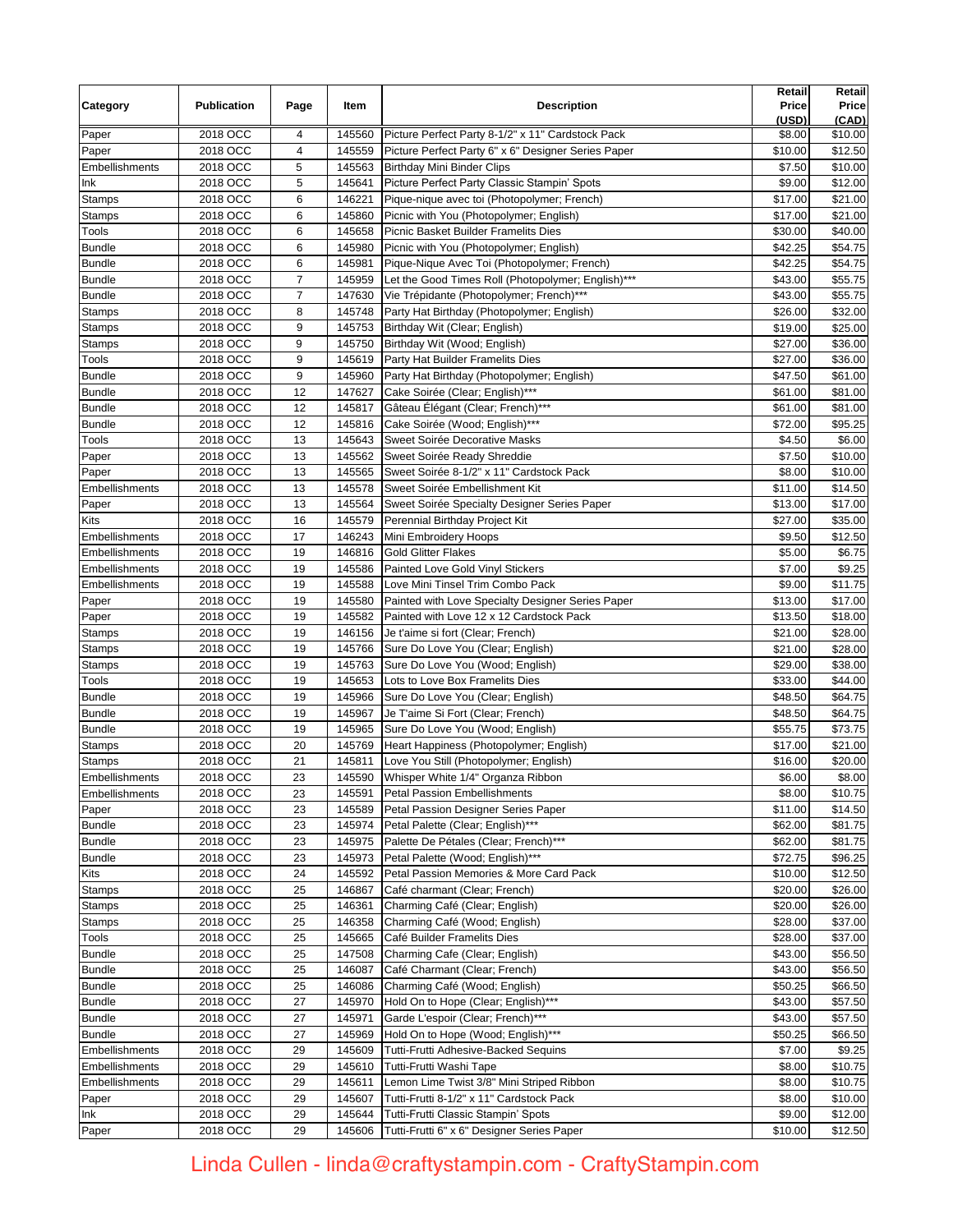| Category | Publication | Page | Item | Description | Retail Price (USD) | Retail Price (CAD) |
|---|---|---|---|---|---|---|
| Paper | 2018 OCC | 4 | 145560 | Picture Perfect Party 8-1/2" x 11" Cardstock Pack | $8.00 | $10.00 |
| Paper | 2018 OCC | 4 | 145559 | Picture Perfect Party 6" x 6" Designer Series Paper | $10.00 | $12.50 |
| Embellishments | 2018 OCC | 5 | 145563 | Birthday Mini Binder Clips | $7.50 | $10.00 |
| Ink | 2018 OCC | 5 | 145641 | Picture Perfect Party Classic Stampin' Spots | $9.00 | $12.00 |
| Stamps | 2018 OCC | 6 | 146221 | Pique-nique avec toi (Photopolymer; French) | $17.00 | $21.00 |
| Stamps | 2018 OCC | 6 | 145860 | Picnic with You (Photopolymer; English) | $17.00 | $21.00 |
| Tools | 2018 OCC | 6 | 145658 | Picnic Basket Builder Framelits Dies | $30.00 | $40.00 |
| Bundle | 2018 OCC | 6 | 145980 | Picnic with You (Photopolymer; English) | $42.25 | $54.75 |
| Bundle | 2018 OCC | 6 | 145981 | Pique-Nique Avec Toi (Photopolymer; French) | $42.25 | $54.75 |
| Bundle | 2018 OCC | 7 | 145959 | Let the Good Times Roll (Photopolymer; English)*** | $43.00 | $55.75 |
| Bundle | 2018 OCC | 7 | 147630 | Vie Trépidante (Photopolymer; French)*** | $43.00 | $55.75 |
| Stamps | 2018 OCC | 8 | 145748 | Party Hat Birthday (Photopolymer; English) | $26.00 | $32.00 |
| Stamps | 2018 OCC | 9 | 145753 | Birthday Wit (Clear; English) | $19.00 | $25.00 |
| Stamps | 2018 OCC | 9 | 145750 | Birthday Wit (Wood; English) | $27.00 | $36.00 |
| Tools | 2018 OCC | 9 | 145619 | Party Hat Builder Framelits Dies | $27.00 | $36.00 |
| Bundle | 2018 OCC | 9 | 145960 | Party Hat Birthday (Photopolymer; English) | $47.50 | $61.00 |
| Bundle | 2018 OCC | 12 | 147627 | Cake Soirée (Clear; English)*** | $61.00 | $81.00 |
| Bundle | 2018 OCC | 12 | 145817 | Gâteau Élégant (Clear; French)*** | $61.00 | $81.00 |
| Bundle | 2018 OCC | 12 | 145816 | Cake Soirée (Wood; English)*** | $72.00 | $95.25 |
| Tools | 2018 OCC | 13 | 145643 | Sweet Soirée Decorative Masks | $4.50 | $6.00 |
| Paper | 2018 OCC | 13 | 145562 | Sweet Soirée Ready Shreddie | $7.50 | $10.00 |
| Paper | 2018 OCC | 13 | 145565 | Sweet Soirée 8-1/2" x 11" Cardstock Pack | $8.00 | $10.00 |
| Embellishments | 2018 OCC | 13 | 145578 | Sweet Soirée Embellishment Kit | $11.00 | $14.50 |
| Paper | 2018 OCC | 13 | 145564 | Sweet Soirée Specialty Designer Series Paper | $13.00 | $17.00 |
| Kits | 2018 OCC | 16 | 145579 | Perennial Birthday Project Kit | $27.00 | $35.00 |
| Embellishments | 2018 OCC | 17 | 146243 | Mini Embroidery Hoops | $9.50 | $12.50 |
| Embellishments | 2018 OCC | 19 | 146816 | Gold Glitter Flakes | $5.00 | $6.75 |
| Embellishments | 2018 OCC | 19 | 145586 | Painted Love Gold Vinyl Stickers | $7.00 | $9.25 |
| Embellishments | 2018 OCC | 19 | 145588 | Love Mini Tinsel Trim Combo Pack | $9.00 | $11.75 |
| Paper | 2018 OCC | 19 | 145580 | Painted with Love Specialty Designer Series Paper | $13.00 | $17.00 |
| Paper | 2018 OCC | 19 | 145582 | Painted with Love 12 x 12 Cardstock Pack | $13.50 | $18.00 |
| Stamps | 2018 OCC | 19 | 146156 | Je t'aime si fort (Clear; French) | $21.00 | $28.00 |
| Stamps | 2018 OCC | 19 | 145766 | Sure Do Love You (Clear; English) | $21.00 | $28.00 |
| Stamps | 2018 OCC | 19 | 145763 | Sure Do Love You (Wood; English) | $29.00 | $38.00 |
| Tools | 2018 OCC | 19 | 145653 | Lots to Love Box Framelits Dies | $33.00 | $44.00 |
| Bundle | 2018 OCC | 19 | 145966 | Sure Do Love You (Clear; English) | $48.50 | $64.75 |
| Bundle | 2018 OCC | 19 | 145967 | Je T'aime Si Fort (Clear; French) | $48.50 | $64.75 |
| Bundle | 2018 OCC | 19 | 145965 | Sure Do Love You (Wood; English) | $55.75 | $73.75 |
| Stamps | 2018 OCC | 20 | 145769 | Heart Happiness (Photopolymer; English) | $17.00 | $21.00 |
| Stamps | 2018 OCC | 21 | 145811 | Love You Still (Photopolymer; English) | $16.00 | $20.00 |
| Embellishments | 2018 OCC | 23 | 145590 | Whisper White 1/4" Organza Ribbon | $6.00 | $8.00 |
| Embellishments | 2018 OCC | 23 | 145591 | Petal Passion Embellishments | $8.00 | $10.75 |
| Paper | 2018 OCC | 23 | 145589 | Petal Passion Designer Series Paper | $11.00 | $14.50 |
| Bundle | 2018 OCC | 23 | 145974 | Petal Palette (Clear; English)*** | $62.00 | $81.75 |
| Bundle | 2018 OCC | 23 | 145975 | Palette De Pétales (Clear; French)*** | $62.00 | $81.75 |
| Bundle | 2018 OCC | 23 | 145973 | Petal Palette (Wood; English)*** | $72.75 | $96.25 |
| Kits | 2018 OCC | 24 | 145592 | Petal Passion Memories & More Card Pack | $10.00 | $12.50 |
| Stamps | 2018 OCC | 25 | 146867 | Café charmant (Clear; French) | $20.00 | $26.00 |
| Stamps | 2018 OCC | 25 | 146361 | Charming Café (Clear; English) | $20.00 | $26.00 |
| Stamps | 2018 OCC | 25 | 146358 | Charming Café (Wood; English) | $28.00 | $37.00 |
| Tools | 2018 OCC | 25 | 145665 | Café Builder Framelits Dies | $28.00 | $37.00 |
| Bundle | 2018 OCC | 25 | 147508 | Charming Cafe (Clear; English) | $43.00 | $56.50 |
| Bundle | 2018 OCC | 25 | 146087 | Café Charmant (Clear; French) | $43.00 | $56.50 |
| Bundle | 2018 OCC | 25 | 146086 | Charming Café (Wood; English) | $50.25 | $66.50 |
| Bundle | 2018 OCC | 27 | 145970 | Hold On to Hope (Clear; English)*** | $43.00 | $57.50 |
| Bundle | 2018 OCC | 27 | 145971 | Garde L'espoir (Clear; French)*** | $43.00 | $57.50 |
| Bundle | 2018 OCC | 27 | 145969 | Hold On to Hope (Wood; English)*** | $50.25 | $66.50 |
| Embellishments | 2018 OCC | 29 | 145609 | Tutti-Frutti Adhesive-Backed Sequins | $7.00 | $9.25 |
| Embellishments | 2018 OCC | 29 | 145610 | Tutti-Frutti Washi Tape | $8.00 | $10.75 |
| Embellishments | 2018 OCC | 29 | 145611 | Lemon Lime Twist 3/8" Mini Striped Ribbon | $8.00 | $10.75 |
| Paper | 2018 OCC | 29 | 145607 | Tutti-Frutti 8-1/2" x 11" Cardstock Pack | $8.00 | $10.00 |
| Ink | 2018 OCC | 29 | 145644 | Tutti-Frutti Classic Stampin' Spots | $9.00 | $12.00 |
| Paper | 2018 OCC | 29 | 145606 | Tutti-Frutti 6" x 6" Designer Series Paper | $10.00 | $12.50 |

Linda Cullen - linda@craftystampin.com - CraftyStampin.com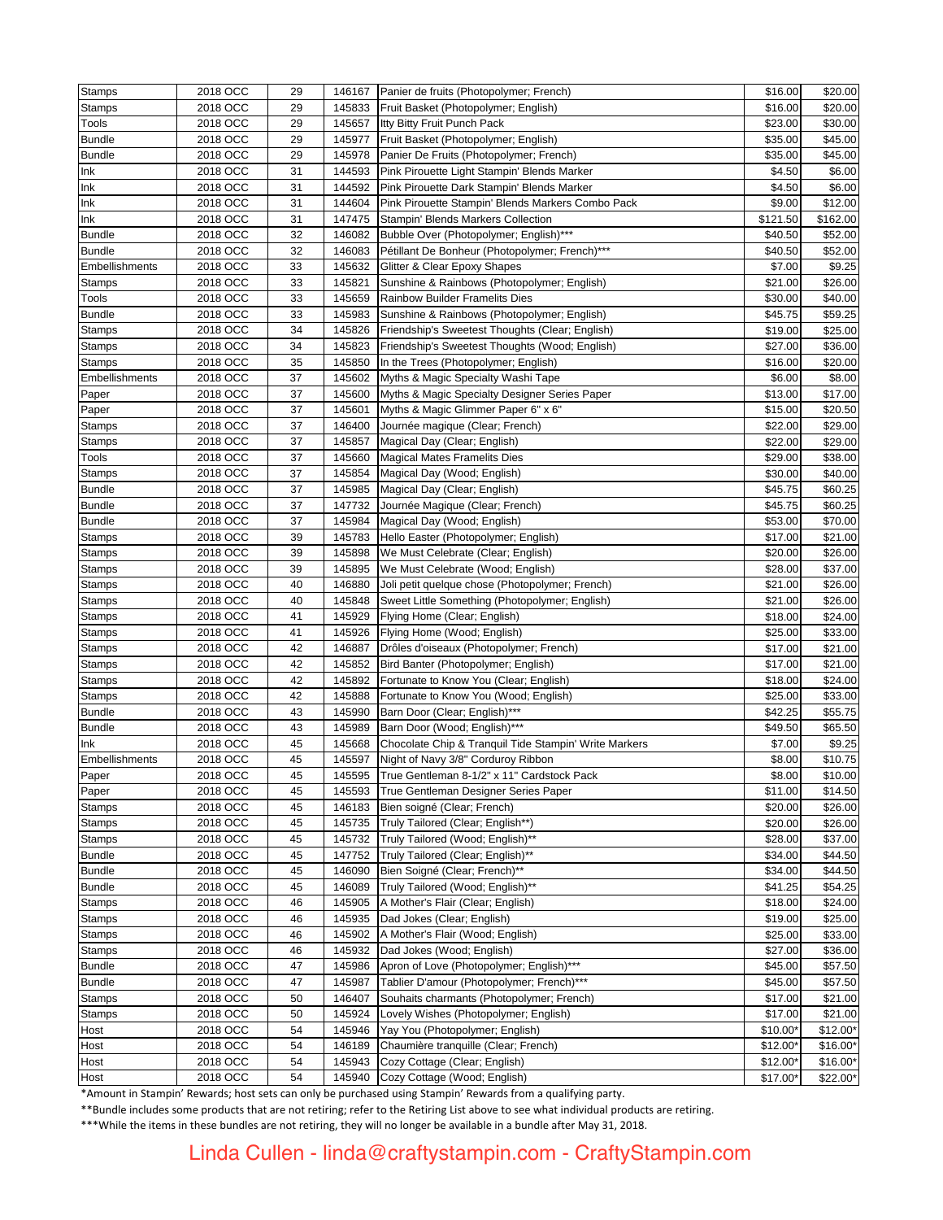| | | | | | | |
|---|---|---|---|---|---|---|
| Stamps | 2018 OCC | 29 | 146167 | Panier de fruits (Photopolymer; French) | $16.00 | $20.00 |
| Stamps | 2018 OCC | 29 | 145833 | Fruit Basket (Photopolymer; English) | $16.00 | $20.00 |
| Tools | 2018 OCC | 29 | 145657 | Itty Bitty Fruit Punch Pack | $23.00 | $30.00 |
| Bundle | 2018 OCC | 29 | 145977 | Fruit Basket (Photopolymer; English) | $35.00 | $45.00 |
| Bundle | 2018 OCC | 29 | 145978 | Panier De Fruits (Photopolymer; French) | $35.00 | $45.00 |
| Ink | 2018 OCC | 31 | 144593 | Pink Pirouette Light Stampin' Blends Marker | $4.50 | $6.00 |
| Ink | 2018 OCC | 31 | 144592 | Pink Pirouette Dark Stampin' Blends Marker | $4.50 | $6.00 |
| Ink | 2018 OCC | 31 | 144604 | Pink Pirouette Stampin' Blends Markers Combo Pack | $9.00 | $12.00 |
| Ink | 2018 OCC | 31 | 147475 | Stampin' Blends Markers Collection | $121.50 | $162.00 |
| Bundle | 2018 OCC | 32 | 146082 | Bubble Over (Photopolymer; English)*** | $40.50 | $52.00 |
| Bundle | 2018 OCC | 32 | 146083 | Pétillant De Bonheur (Photopolymer; French)*** | $40.50 | $52.00 |
| Embellishments | 2018 OCC | 33 | 145632 | Glitter & Clear Epoxy Shapes | $7.00 | $9.25 |
| Stamps | 2018 OCC | 33 | 145821 | Sunshine & Rainbows (Photopolymer; English) | $21.00 | $26.00 |
| Tools | 2018 OCC | 33 | 145659 | Rainbow Builder Framelits Dies | $30.00 | $40.00 |
| Bundle | 2018 OCC | 33 | 145983 | Sunshine & Rainbows (Photopolymer; English) | $45.75 | $59.25 |
| Stamps | 2018 OCC | 34 | 145826 | Friendship's Sweetest Thoughts (Clear; English) | $19.00 | $25.00 |
| Stamps | 2018 OCC | 34 | 145823 | Friendship's Sweetest Thoughts (Wood; English) | $27.00 | $36.00 |
| Stamps | 2018 OCC | 35 | 145850 | In the Trees (Photopolymer; English) | $16.00 | $20.00 |
| Embellishments | 2018 OCC | 37 | 145602 | Myths & Magic Specialty Washi Tape | $6.00 | $8.00 |
| Paper | 2018 OCC | 37 | 145600 | Myths & Magic Specialty Designer Series Paper | $13.00 | $17.00 |
| Paper | 2018 OCC | 37 | 145601 | Myths & Magic Glimmer Paper 6" x 6" | $15.00 | $20.50 |
| Stamps | 2018 OCC | 37 | 146400 | Journée magique (Clear; French) | $22.00 | $29.00 |
| Stamps | 2018 OCC | 37 | 145857 | Magical Day (Clear; English) | $22.00 | $29.00 |
| Tools | 2018 OCC | 37 | 145660 | Magical Mates Framelits Dies | $29.00 | $38.00 |
| Stamps | 2018 OCC | 37 | 145854 | Magical Day (Wood; English) | $30.00 | $40.00 |
| Bundle | 2018 OCC | 37 | 145985 | Magical Day (Clear; English) | $45.75 | $60.25 |
| Bundle | 2018 OCC | 37 | 147732 | Journée Magique (Clear; French) | $45.75 | $60.25 |
| Bundle | 2018 OCC | 37 | 145984 | Magical Day (Wood; English) | $53.00 | $70.00 |
| Stamps | 2018 OCC | 39 | 145783 | Hello Easter (Photopolymer; English) | $17.00 | $21.00 |
| Stamps | 2018 OCC | 39 | 145898 | We Must Celebrate (Clear; English) | $20.00 | $26.00 |
| Stamps | 2018 OCC | 39 | 145895 | We Must Celebrate (Wood; English) | $28.00 | $37.00 |
| Stamps | 2018 OCC | 40 | 146880 | Joli petit quelque chose (Photopolymer; French) | $21.00 | $26.00 |
| Stamps | 2018 OCC | 40 | 145848 | Sweet Little Something (Photopolymer; English) | $21.00 | $26.00 |
| Stamps | 2018 OCC | 41 | 145929 | Flying Home (Clear; English) | $18.00 | $24.00 |
| Stamps | 2018 OCC | 41 | 145926 | Flying Home (Wood; English) | $25.00 | $33.00 |
| Stamps | 2018 OCC | 42 | 146887 | Drôles d'oiseaux (Photopolymer; French) | $17.00 | $21.00 |
| Stamps | 2018 OCC | 42 | 145852 | Bird Banter (Photopolymer; English) | $17.00 | $21.00 |
| Stamps | 2018 OCC | 42 | 145892 | Fortunate to Know You (Clear; English) | $18.00 | $24.00 |
| Stamps | 2018 OCC | 42 | 145888 | Fortunate to Know You (Wood; English) | $25.00 | $33.00 |
| Bundle | 2018 OCC | 43 | 145990 | Barn Door (Clear; English)*** | $42.25 | $55.75 |
| Bundle | 2018 OCC | 43 | 145989 | Barn Door (Wood; English)*** | $49.50 | $65.50 |
| Ink | 2018 OCC | 45 | 145668 | Chocolate Chip & Tranquil Tide Stampin' Write Markers | $7.00 | $9.25 |
| Embellishments | 2018 OCC | 45 | 145597 | Night of Navy 3/8" Corduroy Ribbon | $8.00 | $10.75 |
| Paper | 2018 OCC | 45 | 145595 | True Gentleman 8-1/2" x 11" Cardstock Pack | $8.00 | $10.00 |
| Paper | 2018 OCC | 45 | 145593 | True Gentleman Designer Series Paper | $11.00 | $14.50 |
| Stamps | 2018 OCC | 45 | 146183 | Bien soigné (Clear; French) | $20.00 | $26.00 |
| Stamps | 2018 OCC | 45 | 145735 | Truly Tailored (Clear; English**) | $20.00 | $26.00 |
| Stamps | 2018 OCC | 45 | 145732 | Truly Tailored (Wood; English)** | $28.00 | $37.00 |
| Bundle | 2018 OCC | 45 | 147752 | Truly Tailored (Clear; English)** | $34.00 | $44.50 |
| Bundle | 2018 OCC | 45 | 146090 | Bien Soigné (Clear; French)** | $34.00 | $44.50 |
| Bundle | 2018 OCC | 45 | 146089 | Truly Tailored (Wood; English)** | $41.25 | $54.25 |
| Stamps | 2018 OCC | 46 | 145905 | A Mother's Flair (Clear; English) | $18.00 | $24.00 |
| Stamps | 2018 OCC | 46 | 145935 | Dad Jokes (Clear; English) | $19.00 | $25.00 |
| Stamps | 2018 OCC | 46 | 145902 | A Mother's Flair (Wood; English) | $25.00 | $33.00 |
| Stamps | 2018 OCC | 46 | 145932 | Dad Jokes (Wood; English) | $27.00 | $36.00 |
| Bundle | 2018 OCC | 47 | 145986 | Apron of Love (Photopolymer; English)*** | $45.00 | $57.50 |
| Bundle | 2018 OCC | 47 | 145987 | Tablier D'amour (Photopolymer; French)*** | $45.00 | $57.50 |
| Stamps | 2018 OCC | 50 | 146407 | Souhaits charmants (Photopolymer; French) | $17.00 | $21.00 |
| Stamps | 2018 OCC | 50 | 145924 | Lovely Wishes (Photopolymer; English) | $17.00 | $21.00 |
| Host | 2018 OCC | 54 | 145946 | Yay You (Photopolymer; English) | $10.00* | $12.00* |
| Host | 2018 OCC | 54 | 146189 | Chaumière tranquille (Clear; French) | $12.00* | $16.00* |
| Host | 2018 OCC | 54 | 145943 | Cozy Cottage (Clear; English) | $12.00* | $16.00* |
| Host | 2018 OCC | 54 | 145940 | Cozy Cottage (Wood; English) | $17.00* | $22.00* |

*Amount in Stampin' Rewards; host sets can only be purchased using Stampin' Rewards from a qualifying party.

**Bundle includes some products that are not retiring; refer to the Retiring List above to see what individual products are retiring.

***While the items in these bundles are not retiring, they will no longer be available in a bundle after May 31, 2018.

Linda Cullen - linda@craftystampin.com - CraftyStampin.com